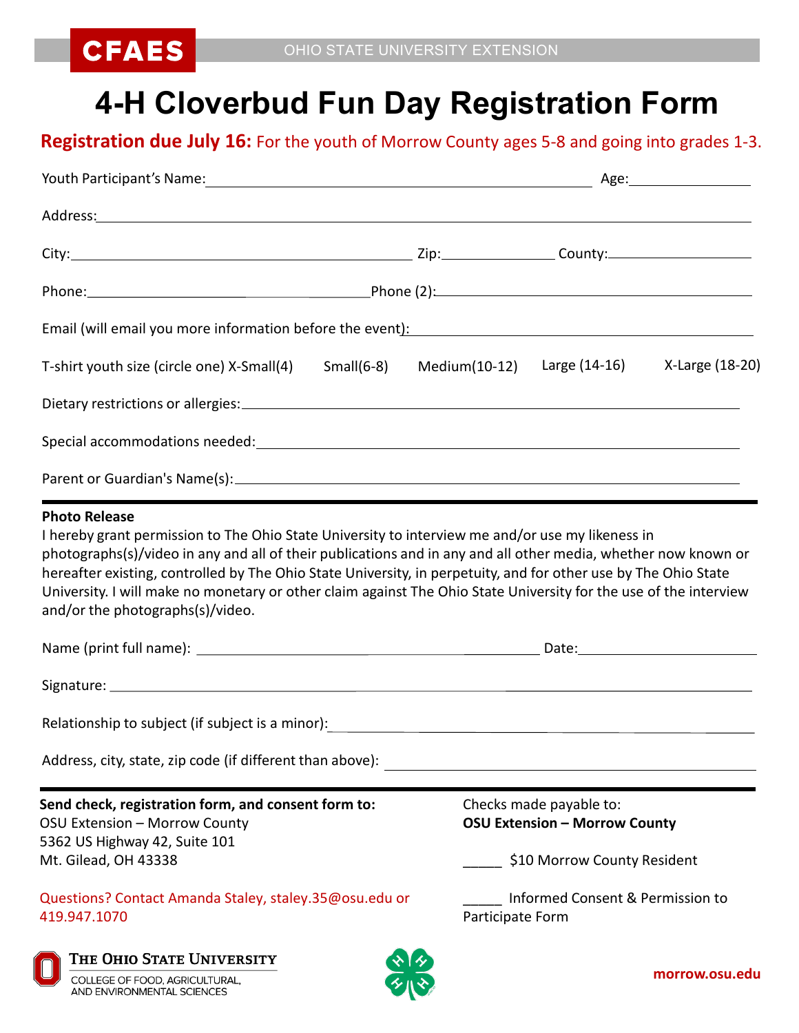CFAES OHIO STATE UNIVERSITY EXTENSION

# 4-H Cloverbud Fun Day Registration Form

**Registration due July 16:** For the youth of Morrow County ages 5-8 and going into grades 1-3.

Youth Participant's Name:_______________________________________ Age:____________

Address:_______________________________________________________________

City:___________________________________ Zip:____________ County:______________

Phone:______________________________ Phone (2):_________________________________

Email (will email you more information before the event):_______________________________

T-shirt youth size (circle one) X-Small(4) Small(6-8) Medium(10-12) Large (14-16) X-Large (18-20)

Dietary restrictions or allergies:______________________________________________________

Special accommodations needed:_______________________________________________________

Parent or Guardian's Name(s):________________________________________________________

---

**Photo Release**

I hereby grant permission to The Ohio State University to interview me and/or use my likeness in photographs(s)/video in any and all of their publications and in any and all other media, whether now known or hereafter existing, controlled by The Ohio State University, in perpetuity, and for other use by The Ohio State University. I will make no monetary or other claim against The Ohio State University for the use of the interview and/or the photographs(s)/video.

Name (print full name): ____________________________________ Date:____________________

Signature: _____________________________________________________________________

Relationship to subject (if subject is a minor):___________________________________________

Address, city, state, zip code (if different than above): ___________________________________

---

**Send check, registration form, and consent form to:**
OSU Extension – Morrow County
5362 US Highway 42, Suite 101
Mt. Gilead, OH 43338

Questions? Contact Amanda Staley, staley.35@osu.edu or 419.947.1070

Checks made payable to:
**OSU Extension – Morrow County**

_____ $10 Morrow County Resident

_____ Informed Consent & Permission to Participate Form

THE OHIO STATE UNIVERSITY
COLLEGE OF FOOD, AGRICULTURAL, AND ENVIRONMENTAL SCIENCES

**morrow.osu.edu**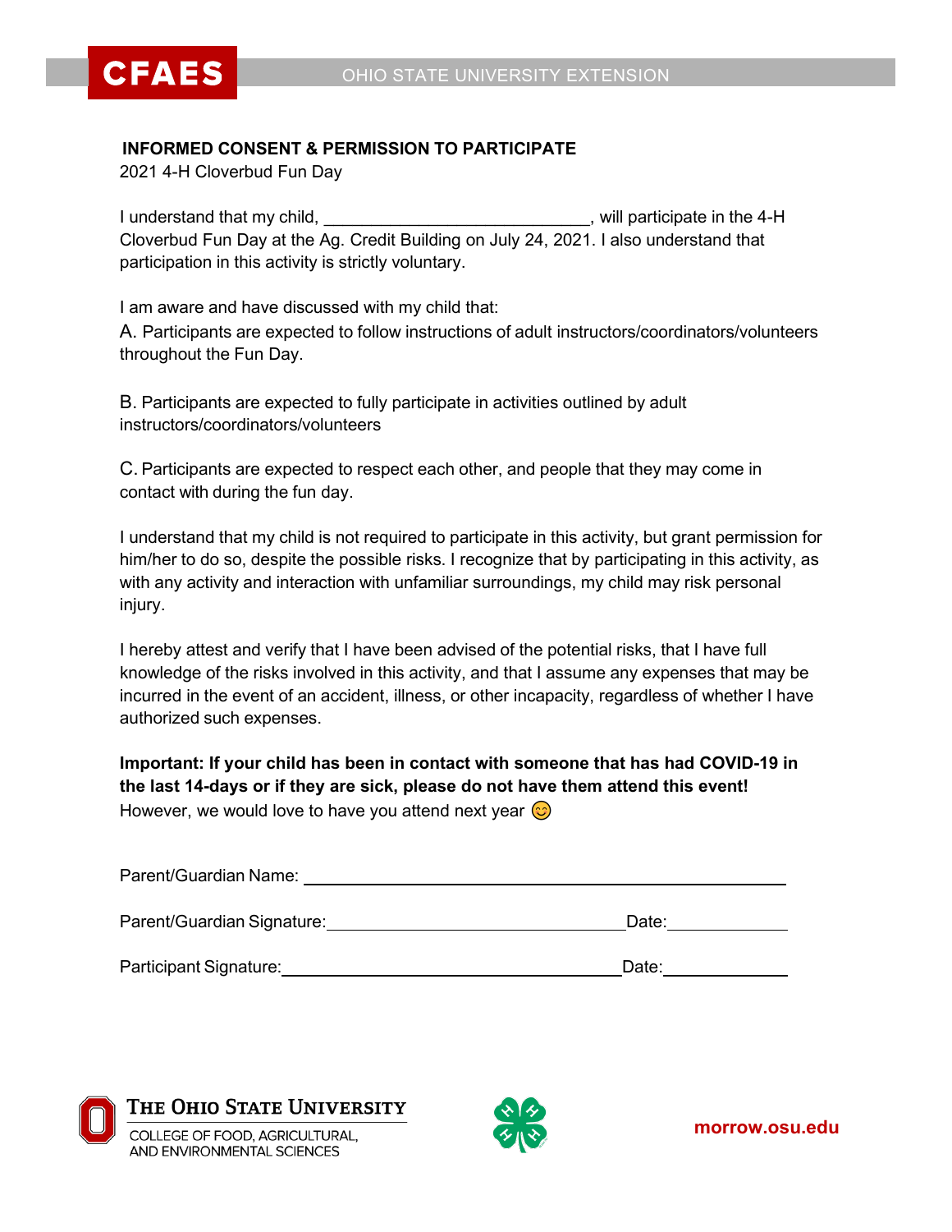**INFORMED CONSENT & PERMISSION TO PARTICIPATE**
2021 4-H Cloverbud Fun Day

I understand that my child, ____________________________, will participate in the 4-H Cloverbud Fun Day at the Ag. Credit Building on July 24, 2021. I also understand that participation in this activity is strictly voluntary.

I am aware and have discussed with my child that:

A. Participants are expected to follow instructions of adult instructors/coordinators/volunteers throughout the Fun Day.

B. Participants are expected to fully participate in activities outlined by adult instructors/coordinators/volunteers

C. Participants are expected to respect each other, and people that they may come in contact with during the fun day.

I understand that my child is not required to participate in this activity, but grant permission for him/her to do so, despite the possible risks. I recognize that by participating in this activity, as with any activity and interaction with unfamiliar surroundings, my child may risk personal injury.

I hereby attest and verify that I have been advised of the potential risks, that I have full knowledge of the risks involved in this activity, and that I assume any expenses that may be incurred in the event of an accident, illness, or other incapacity, regardless of whether I have authorized such expenses.

**Important: If your child has been in contact with someone that has had COVID-19 in the last 14-days or if they are sick, please do not have them attend this event!**
However, we would love to have you attend next year 😊

Parent/Guardian Name: ____________________________________________

Parent/Guardian Signature: ______________________________ Date: ____________

Participant Signature: __________________________________ Date: ____________

THE OHIO STATE UNIVERSITY
COLLEGE OF FOOD, AGRICULTURAL, AND ENVIRONMENTAL SCIENCES

morrow.osu.edu